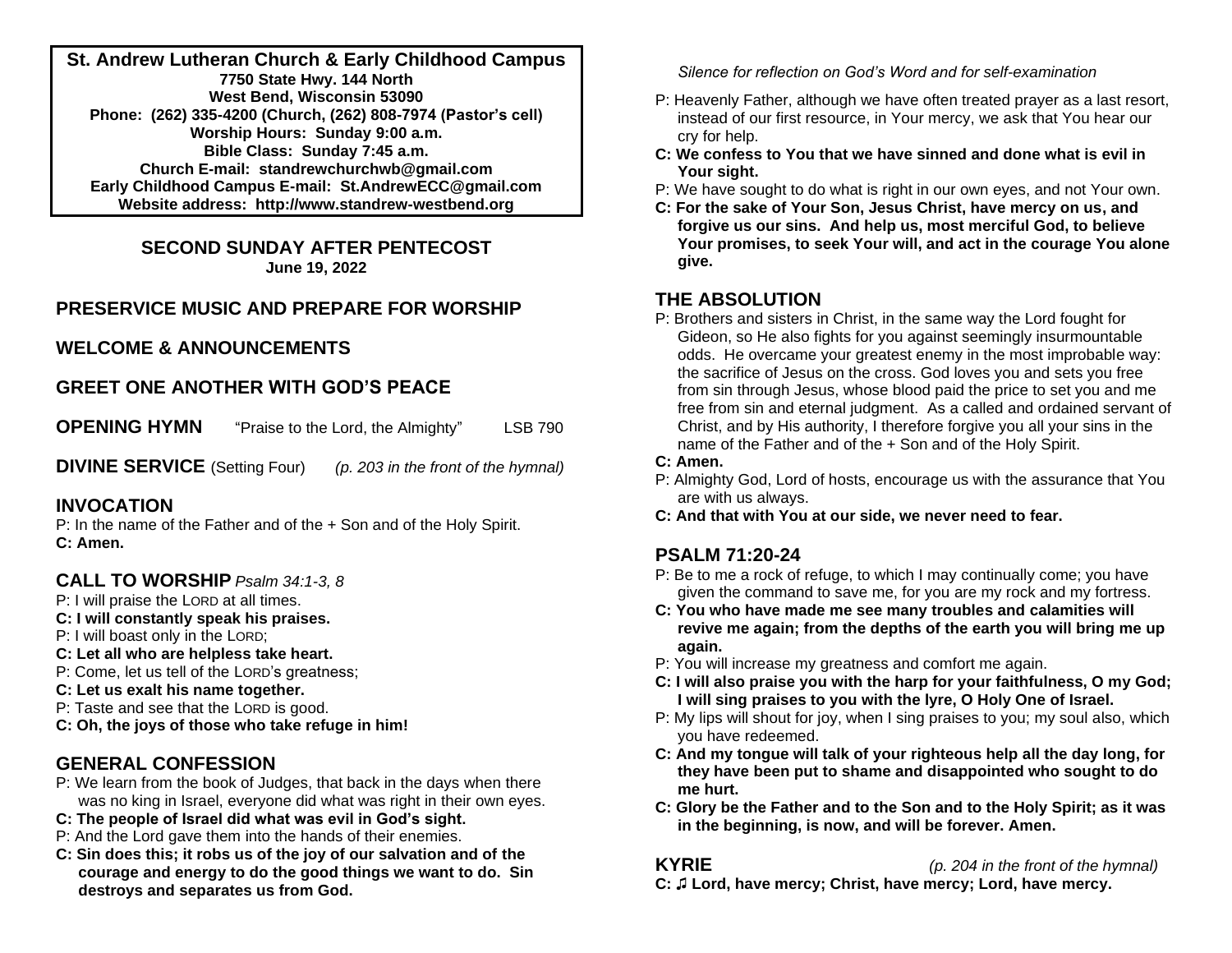**St. Andrew Lutheran Church & Early Childhood Campus**
**7750 State Hwy. 144 North**
**West Bend, Wisconsin 53090**
**Phone: (262) 335-4200 (Church, (262) 808-7974 (Pastor's cell)**
**Worship Hours: Sunday 9:00 a.m.**
**Bible Class: Sunday 7:45 a.m.**
**Church E-mail: standrewchurchwb@gmail.com**
**Early Childhood Campus E-mail: St.AndrewECC@gmail.com**
**Website address: http://www.standrew-westbend.org**

## SECOND SUNDAY AFTER PENTECOST
**June 19, 2022**

## PRESERVICE MUSIC AND PREPARE FOR WORSHIP

## WELCOME & ANNOUNCEMENTS

## GREET ONE ANOTHER WITH GOD'S PEACE

**OPENING HYMN** "Praise to the Lord, the Almighty" LSB 790

**DIVINE SERVICE** (Setting Four) *(p. 203 in the front of the hymnal)*

## INVOCATION

P: In the name of the Father and of the + Son and of the Holy Spirit.
**C: Amen.**

## CALL TO WORSHIP *Psalm 34:1-3, 8*

P: I will praise the LORD at all times.
**C: I will constantly speak his praises.**
P: I will boast only in the LORD;
**C: Let all who are helpless take heart.**
P: Come, let us tell of the LORD's greatness;
**C: Let us exalt his name together.**
P: Taste and see that the LORD is good.
**C: Oh, the joys of those who take refuge in him!**

## GENERAL CONFESSION

P: We learn from the book of Judges, that back in the days when there was no king in Israel, everyone did what was right in their own eyes.
**C: The people of Israel did what was evil in God's sight.**
P: And the Lord gave them into the hands of their enemies.
**C: Sin does this; it robs us of the joy of our salvation and of the courage and energy to do the good things we want to do. Sin destroys and separates us from God.**

*Silence for reflection on God's Word and for self-examination*

P: Heavenly Father, although we have often treated prayer as a last resort, instead of our first resource, in Your mercy, we ask that You hear our cry for help.
**C: We confess to You that we have sinned and done what is evil in Your sight.**
P: We have sought to do what is right in our own eyes, and not Your own.
**C: For the sake of Your Son, Jesus Christ, have mercy on us, and forgive us our sins. And help us, most merciful God, to believe Your promises, to seek Your will, and act in the courage You alone give.**

## THE ABSOLUTION

P: Brothers and sisters in Christ, in the same way the Lord fought for Gideon, so He also fights for you against seemingly insurmountable odds. He overcame your greatest enemy in the most improbable way: the sacrifice of Jesus on the cross. God loves you and sets you free from sin through Jesus, whose blood paid the price to set you and me free from sin and eternal judgment. As a called and ordained servant of Christ, and by His authority, I therefore forgive you all your sins in the name of the Father and of the + Son and of the Holy Spirit.
**C: Amen.**
P: Almighty God, Lord of hosts, encourage us with the assurance that You are with us always.
**C: And that with You at our side, we never need to fear.**

## PSALM 71:20-24

P: Be to me a rock of refuge, to which I may continually come; you have given the command to save me, for you are my rock and my fortress.
**C: You who have made me see many troubles and calamities will revive me again; from the depths of the earth you will bring me up again.**
P: You will increase my greatness and comfort me again.
**C: I will also praise you with the harp for your faithfulness, O my God; I will sing praises to you with the lyre, O Holy One of Israel.**
P: My lips will shout for joy, when I sing praises to you; my soul also, which you have redeemed.
**C: And my tongue will talk of your righteous help all the day long, for they have been put to shame and disappointed who sought to do me hurt.**
**C: Glory be the Father and to the Son and to the Holy Spirit; as it was in the beginning, is now, and will be forever. Amen.**

**KYRIE** *(p. 204 in the front of the hymnal)*

**C: ♫ Lord, have mercy; Christ, have mercy; Lord, have mercy.**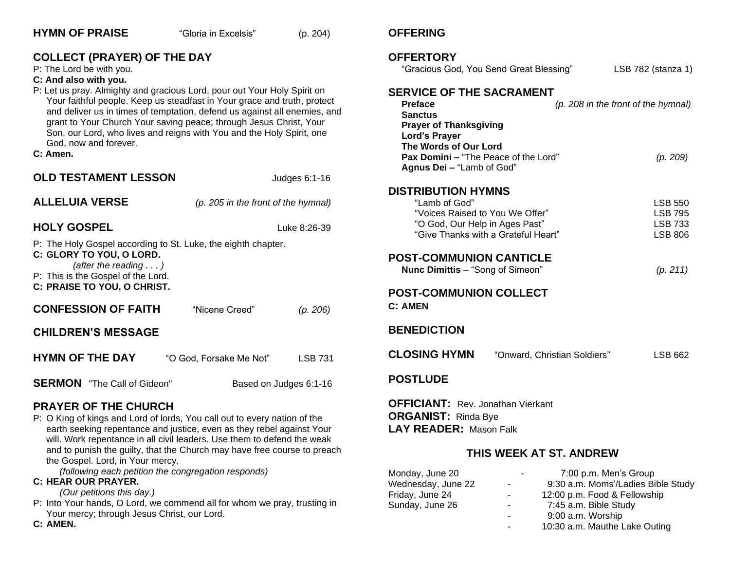## HYMN OF PRAISE "Gloria in Excelsis" (p. 204)

## COLLECT (PRAYER) OF THE DAY

P: The Lord be with you.

**C: And also with you.**

P: Let us pray. Almighty and gracious Lord, pour out Your Holy Spirit on Your faithful people. Keep us steadfast in Your grace and truth, protect and deliver us in times of temptation, defend us against all enemies, and grant to Your Church Your saving peace; through Jesus Christ, Your Son, our Lord, who lives and reigns with You and the Holy Spirit, one God, now and forever.

**C: Amen.**

## OLD TESTAMENT LESSON Judges 6:1-16

## ALLELUIA VERSE *(p. 205 in the front of the hymnal)*

## HOLY GOSPEL Luke 8:26-39

P: The Holy Gospel according to St. Luke, the eighth chapter.

**C: GLORY TO YOU, O LORD.**

*(after the reading . . . )*

P: This is the Gospel of the Lord.

**C: PRAISE TO YOU, O CHRIST.**

## CONFESSION OF FAITH "Nicene Creed" *(p. 206)*

## CHILDREN'S MESSAGE

## HYMN OF THE DAY "O God, Forsake Me Not" LSB 731

## SERMON "The Call of Gideon" Based on Judges 6:1-16

## PRAYER OF THE CHURCH

P: O King of kings and Lord of lords, You call out to every nation of the earth seeking repentance and justice, even as they rebel against Your will. Work repentance in all civil leaders. Use them to defend the weak and to punish the guilty, that the Church may have free course to preach the Gospel. Lord, in Your mercy,

*(following each petition the congregation responds)*

**C: HEAR OUR PRAYER.**

*(Our petitions this day.)*

P: Into Your hands, O Lord, we commend all for whom we pray, trusting in Your mercy; through Jesus Christ, our Lord.

**C: AMEN.**

## OFFERING

## OFFERTORY

"Gracious God, You Send Great Blessing" LSB 782 (stanza 1)

## SERVICE OF THE SACRAMENT

**Preface** *(p. 208 in the front of the hymnal)*
**Sanctus**
**Prayer of Thanksgiving**
**Lord's Prayer**
**The Words of Our Lord**
**Pax Domini –** "The Peace of the Lord" *(p. 209)*
**Agnus Dei –** "Lamb of God"

## DISTRIBUTION HYMNS

"Lamb of God" LSB 550
"Voices Raised to You We Offer" LSB 795
"O God, Our Help in Ages Past" LSB 733
"Give Thanks with a Grateful Heart" LSB 806

## POST-COMMUNION CANTICLE

**Nunc Dimittis** – "Song of Simeon" *(p. 211)*

## POST-COMMUNION COLLECT

**C: AMEN**

## BENEDICTION

## CLOSING HYMN "Onward, Christian Soldiers" LSB 662

## POSTLUDE

**OFFICIANT:** Rev. Jonathan Vierkant
**ORGANIST:** Rinda Bye
**LAY READER:** Mason Falk

## THIS WEEK AT ST. ANDREW

| | | |
|---|---|---|
| Monday, June 20 | - | 7:00 p.m. Men's Group |
| Wednesday, June 22 | - | 9:30 a.m. Moms'/Ladies Bible Study |
| Friday, June 24 | - | 12:00 p.m. Food & Fellowship |
| Sunday, June 26 | - | 7:45 a.m. Bible Study |
| | - | 9:00 a.m. Worship |
| | - | 10:30 a.m. Mauthe Lake Outing |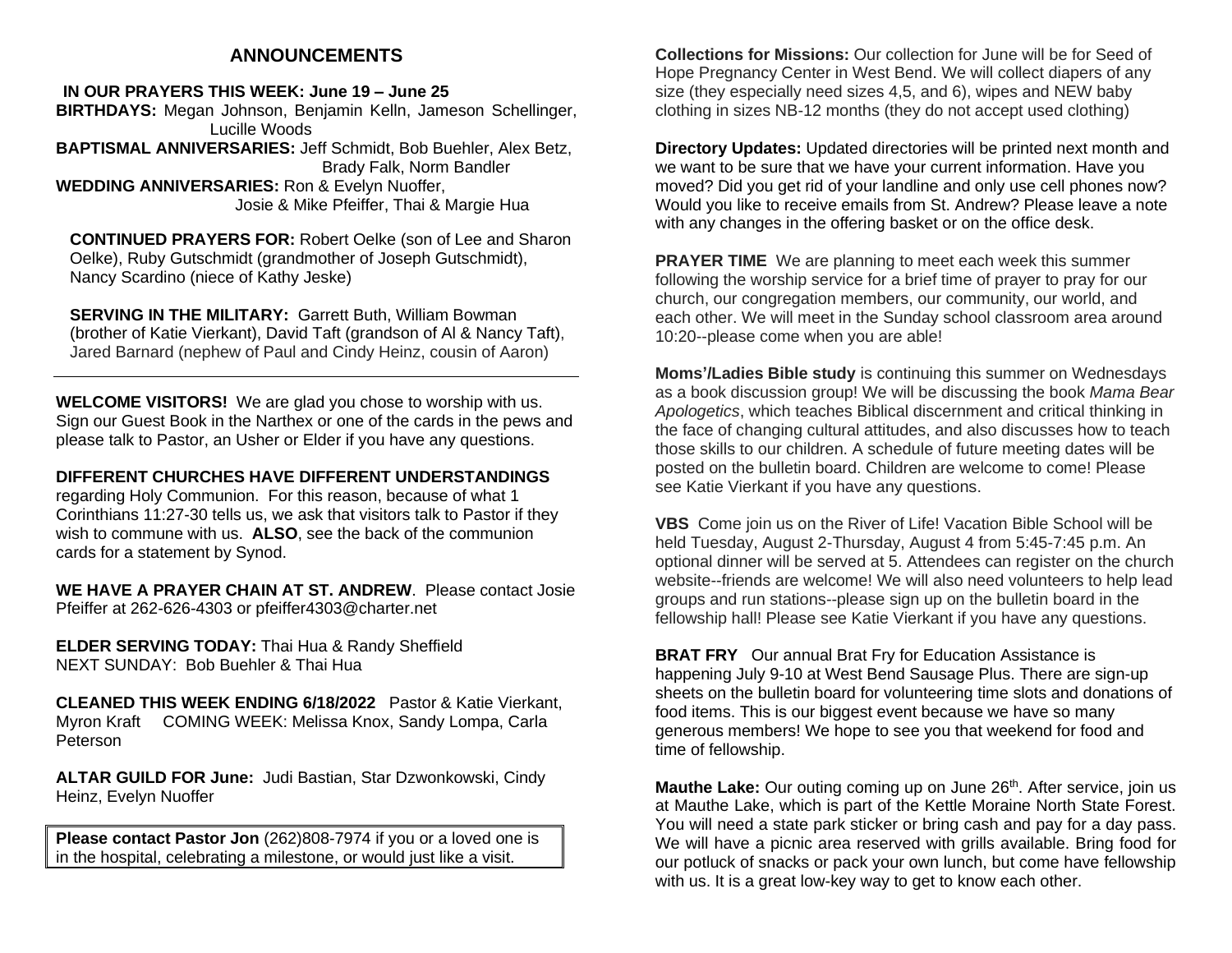## ANNOUNCEMENTS

**IN OUR PRAYERS THIS WEEK: June 19 – June 25**

**BIRTHDAYS:** Megan Johnson, Benjamin Kelln, Jameson Schellinger, Lucille Woods

**BAPTISMAL ANNIVERSARIES:** Jeff Schmidt, Bob Buehler, Alex Betz, Brady Falk, Norm Bandler

**WEDDING ANNIVERSARIES:** Ron & Evelyn Nuoffer, Josie & Mike Pfeiffer, Thai & Margie Hua

**CONTINUED PRAYERS FOR:** Robert Oelke (son of Lee and Sharon Oelke), Ruby Gutschmidt (grandmother of Joseph Gutschmidt), Nancy Scardino (niece of Kathy Jeske)

**SERVING IN THE MILITARY:** Garrett Buth, William Bowman (brother of Katie Vierkant), David Taft (grandson of Al & Nancy Taft), Jared Barnard (nephew of Paul and Cindy Heinz, cousin of Aaron)

---

**WELCOME VISITORS!** We are glad you chose to worship with us. Sign our Guest Book in the Narthex or one of the cards in the pews and please talk to Pastor, an Usher or Elder if you have any questions.

**DIFFERENT CHURCHES HAVE DIFFERENT UNDERSTANDINGS** regarding Holy Communion. For this reason, because of what 1 Corinthians 11:27-30 tells us, we ask that visitors talk to Pastor if they wish to commune with us. **ALSO**, see the back of the communion cards for a statement by Synod.

**WE HAVE A PRAYER CHAIN AT ST. ANDREW**. Please contact Josie Pfeiffer at 262-626-4303 or pfeiffer4303@charter.net

**ELDER SERVING TODAY:** Thai Hua & Randy Sheffield
NEXT SUNDAY: Bob Buehler & Thai Hua

**CLEANED THIS WEEK ENDING 6/18/2022** Pastor & Katie Vierkant, Myron Kraft COMING WEEK: Melissa Knox, Sandy Lompa, Carla Peterson

**ALTAR GUILD FOR June:** Judi Bastian, Star Dzwonkowski, Cindy Heinz, Evelyn Nuoffer

**Please contact Pastor Jon** (262)808-7974 if you or a loved one is in the hospital, celebrating a milestone, or would just like a visit.

**Collections for Missions:** Our collection for June will be for Seed of Hope Pregnancy Center in West Bend. We will collect diapers of any size (they especially need sizes 4,5, and 6), wipes and NEW baby clothing in sizes NB-12 months (they do not accept used clothing)

**Directory Updates:** Updated directories will be printed next month and we want to be sure that we have your current information. Have you moved? Did you get rid of your landline and only use cell phones now? Would you like to receive emails from St. Andrew? Please leave a note with any changes in the offering basket or on the office desk.

**PRAYER TIME** We are planning to meet each week this summer following the worship service for a brief time of prayer to pray for our church, our congregation members, our community, our world, and each other. We will meet in the Sunday school classroom area around 10:20--please come when you are able!

**Moms'/Ladies Bible study** is continuing this summer on Wednesdays as a book discussion group! We will be discussing the book *Mama Bear Apologetics*, which teaches Biblical discernment and critical thinking in the face of changing cultural attitudes, and also discusses how to teach those skills to our children. A schedule of future meeting dates will be posted on the bulletin board. Children are welcome to come! Please see Katie Vierkant if you have any questions.

**VBS** Come join us on the River of Life! Vacation Bible School will be held Tuesday, August 2-Thursday, August 4 from 5:45-7:45 p.m. An optional dinner will be served at 5. Attendees can register on the church website--friends are welcome! We will also need volunteers to help lead groups and run stations--please sign up on the bulletin board in the fellowship hall! Please see Katie Vierkant if you have any questions.

**BRAT FRY** Our annual Brat Fry for Education Assistance is happening July 9-10 at West Bend Sausage Plus. There are sign-up sheets on the bulletin board for volunteering time slots and donations of food items. This is our biggest event because we have so many generous members! We hope to see you that weekend for food and time of fellowship.

**Mauthe Lake:** Our outing coming up on June 26th. After service, join us at Mauthe Lake, which is part of the Kettle Moraine North State Forest. You will need a state park sticker or bring cash and pay for a day pass. We will have a picnic area reserved with grills available. Bring food for our potluck of snacks or pack your own lunch, but come have fellowship with us. It is a great low-key way to get to know each other.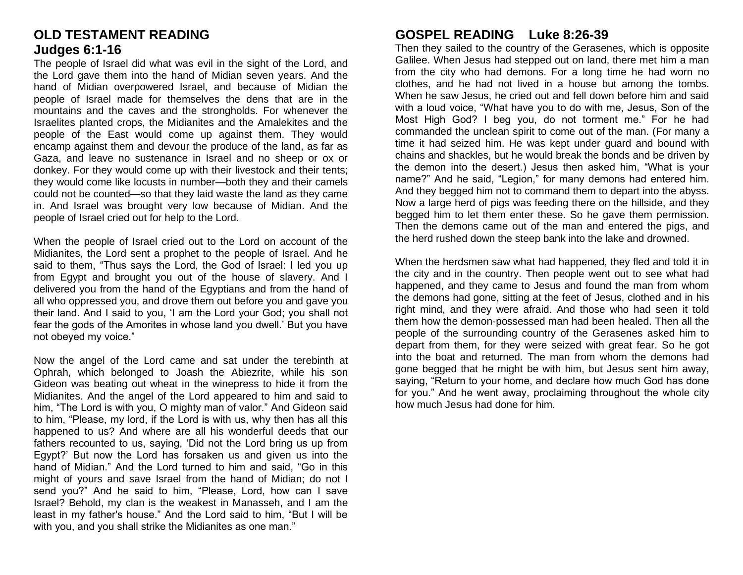## OLD TESTAMENT READING
## Judges 6:1-16

The people of Israel did what was evil in the sight of the Lord, and the Lord gave them into the hand of Midian seven years. And the hand of Midian overpowered Israel, and because of Midian the people of Israel made for themselves the dens that are in the mountains and the caves and the strongholds. For whenever the Israelites planted crops, the Midianites and the Amalekites and the people of the East would come up against them. They would encamp against them and devour the produce of the land, as far as Gaza, and leave no sustenance in Israel and no sheep or ox or donkey. For they would come up with their livestock and their tents; they would come like locusts in number—both they and their camels could not be counted—so that they laid waste the land as they came in. And Israel was brought very low because of Midian. And the people of Israel cried out for help to the Lord.

When the people of Israel cried out to the Lord on account of the Midianites, the Lord sent a prophet to the people of Israel. And he said to them, "Thus says the Lord, the God of Israel: I led you up from Egypt and brought you out of the house of slavery. And I delivered you from the hand of the Egyptians and from the hand of all who oppressed you, and drove them out before you and gave you their land. And I said to you, 'I am the Lord your God; you shall not fear the gods of the Amorites in whose land you dwell.' But you have not obeyed my voice."

Now the angel of the Lord came and sat under the terebinth at Ophrah, which belonged to Joash the Abiezrite, while his son Gideon was beating out wheat in the winepress to hide it from the Midianites. And the angel of the Lord appeared to him and said to him, "The Lord is with you, O mighty man of valor." And Gideon said to him, "Please, my lord, if the Lord is with us, why then has all this happened to us? And where are all his wonderful deeds that our fathers recounted to us, saying, 'Did not the Lord bring us up from Egypt?' But now the Lord has forsaken us and given us into the hand of Midian." And the Lord turned to him and said, "Go in this might of yours and save Israel from the hand of Midian; do not I send you?" And he said to him, "Please, Lord, how can I save Israel? Behold, my clan is the weakest in Manasseh, and I am the least in my father's house." And the Lord said to him, "But I will be with you, and you shall strike the Midianites as one man."

## GOSPEL READING Luke 8:26-39

Then they sailed to the country of the Gerasenes, which is opposite Galilee. When Jesus had stepped out on land, there met him a man from the city who had demons. For a long time he had worn no clothes, and he had not lived in a house but among the tombs. When he saw Jesus, he cried out and fell down before him and said with a loud voice, "What have you to do with me, Jesus, Son of the Most High God? I beg you, do not torment me." For he had commanded the unclean spirit to come out of the man. (For many a time it had seized him. He was kept under guard and bound with chains and shackles, but he would break the bonds and be driven by the demon into the desert.) Jesus then asked him, "What is your name?" And he said, "Legion," for many demons had entered him. And they begged him not to command them to depart into the abyss. Now a large herd of pigs was feeding there on the hillside, and they begged him to let them enter these. So he gave them permission. Then the demons came out of the man and entered the pigs, and the herd rushed down the steep bank into the lake and drowned.

When the herdsmen saw what had happened, they fled and told it in the city and in the country. Then people went out to see what had happened, and they came to Jesus and found the man from whom the demons had gone, sitting at the feet of Jesus, clothed and in his right mind, and they were afraid. And those who had seen it told them how the demon-possessed man had been healed. Then all the people of the surrounding country of the Gerasenes asked him to depart from them, for they were seized with great fear. So he got into the boat and returned. The man from whom the demons had gone begged that he might be with him, but Jesus sent him away, saying, "Return to your home, and declare how much God has done for you." And he went away, proclaiming throughout the whole city how much Jesus had done for him.